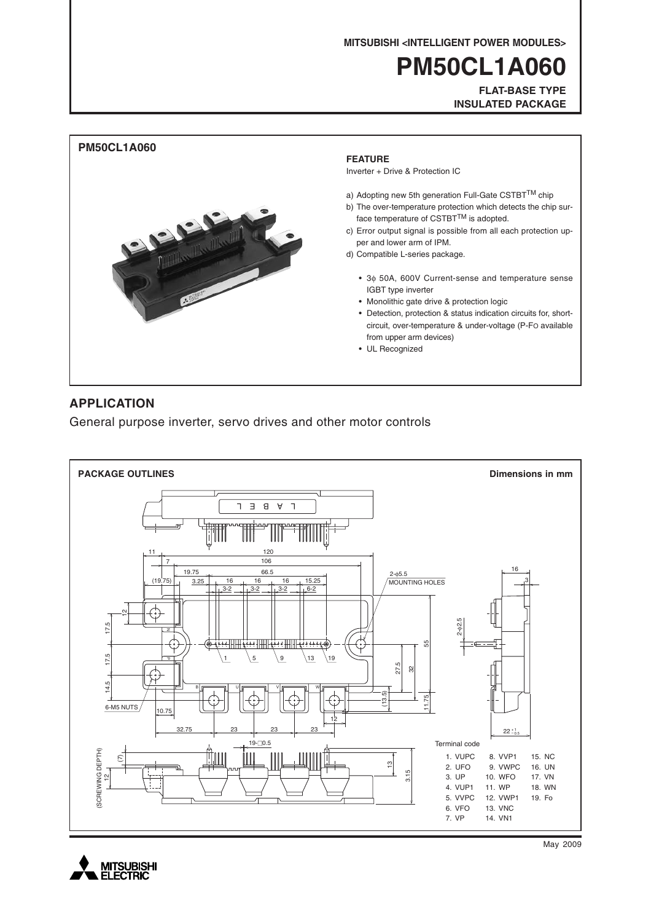MITSUBISHI <INTELLIGENT POWER MODULES>

# PM50CL1A060

**FLAT-BASE TYPE**
**INSULATED PACKAGE**

## PM50CL1A060

### FEATURE

Inverter + Drive & Protection IC

a) Adopting new 5th generation Full-Gate CSTBT[TM] chip
b) The over-temperature protection which detects the chip surface temperature of CSTBT[TM] is adopted.
c) Error output signal is possible from all each protection upper and lower arm of IPM.
d) Compatible L-series package.

- 3ϕ 50A, 600V Current-sense and temperature sense IGBT type inverter
- Monolithic gate drive & protection logic
- Detection, protection & status indication circuits for, short-circuit, over-temperature & under-voltage (P-FO available from upper arm devices)
- UL Recognized

## APPLICATION

General purpose inverter, servo drives and other motor controls

## PACKAGE OUTLINES

Dimensions in mm

Terminal code

1. VUPC
2. UFO
3. UP
4. VUP1
5. VVPC
6. VFO
7. VP
8. VVP1
9. VWPC
10. WFO
11. WP
12. VWP1
13. VNC
14. VN1
15. NC
16. UN
17. VN
18. WN
19. Fo

May 2009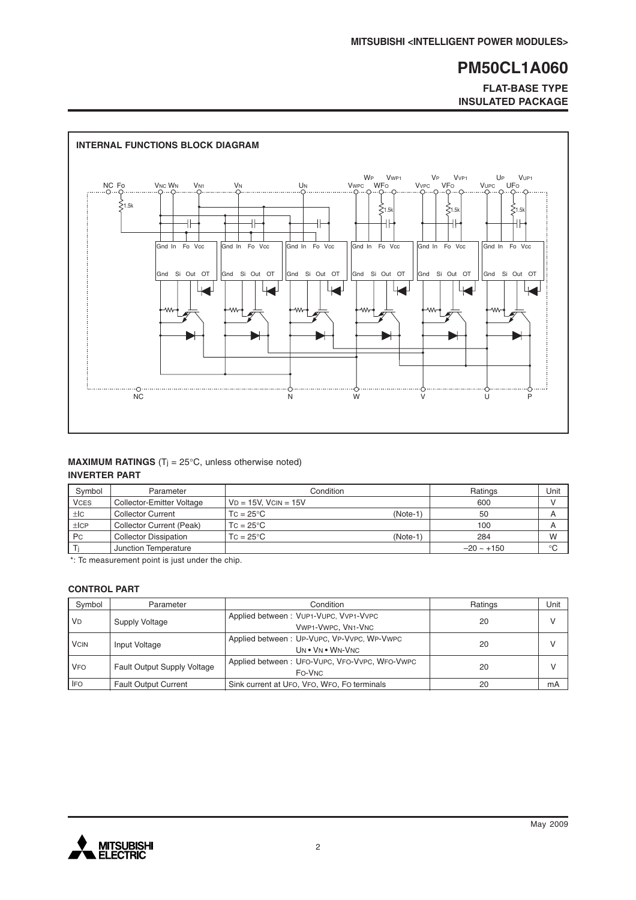## INTERNAL FUNCTIONS BLOCK DIAGRAM

## MAXIMUM RATINGS ($T_j$ = 25°C, unless otherwise noted)

### INVERTER PART

| Symbol | Parameter | Condition | | Ratings | Unit |
|---|---|---|---|---|---|
| $V_{CES}$ | Collector-Emitter Voltage | $V_D$ = 15V, $V_{CIN}$ = 15V | | 600 | V |
| $\pm I_C$ | Collector Current | $T_C$ = 25°C | (Note-1) | 50 | A |
| $\pm I_{CP}$ | Collector Current (Peak) | $T_C$ = 25°C | | 100 | A |
| $P_C$ | Collector Dissipation | $T_C$ = 25°C | (Note-1) | 284 | W |
| $T_j$ | Junction Temperature | | | –20 ~ +150 | °C |

*: Tc measurement point is just under the chip.

### CONTROL PART

| Symbol | Parameter | Condition | Ratings | Unit |
|---|---|---|---|---|
| $V_D$ | Supply Voltage | Applied between : $V_{UP1}$-$V_{UPC}$, $V_{VP1}$-$V_{VPC}$ $V_{WP1}$-$V_{WPC}$, $V_{N1}$-$V_{NC}$ | 20 | V |
| $V_{CIN}$ | Input Voltage | Applied between : $U_P$-$V_{UPC}$, $V_P$-$V_{VPC}$, $W_P$-$V_{WPC}$ $U_N$ • $V_N$ • $W_N$-$V_{NC}$ | 20 | V |
| $V_{FO}$ | Fault Output Supply Voltage | Applied between : $U_{FO}$-$V_{UPC}$, $V_{FO}$-$V_{VPC}$, $W_{FO}$-$V_{WPC}$ $F_O$-$V_{NC}$ | 20 | V |
| $I_{FO}$ | Fault Output Current | Sink current at $U_{FO}$, $V_{FO}$, $W_{FO}$, $F_O$ terminals | 20 | mA |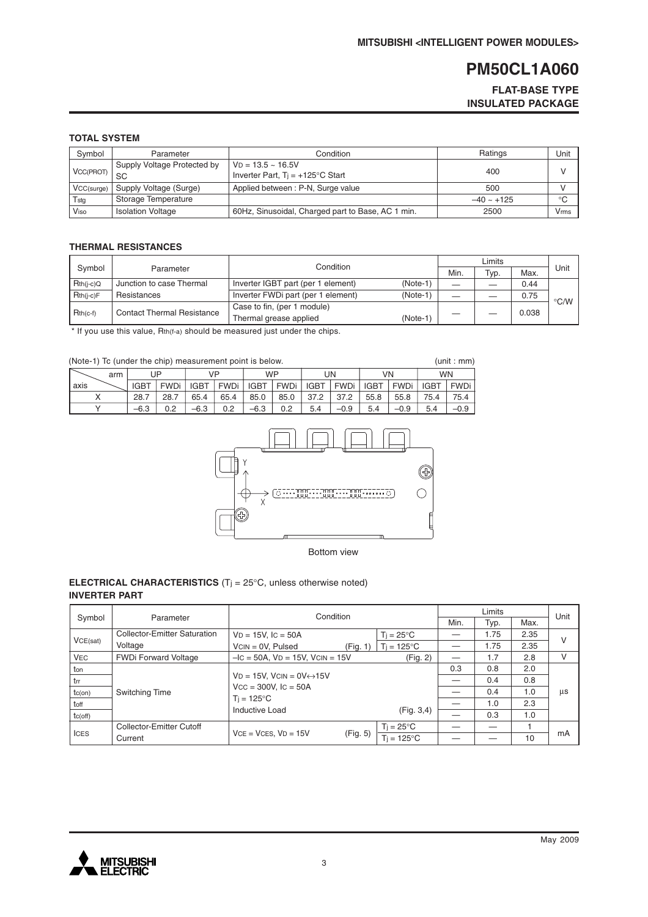# PM50CL1A060

**FLAT-BASE TYPE**
**INSULATED PACKAGE**

### TOTAL SYSTEM

| Symbol | Parameter | Condition | Ratings | Unit |
|---|---|---|---|---|
| $V_{CC(PROT)}$ | Supply Voltage Protected by SC | $V_D$ = 13.5 ~ 16.5V<br>Inverter Part, $T_j$ = +125°C Start | 400 | V |
| $V_{CC(surge)}$ | Supply Voltage (Surge) | Applied between : P-N, Surge value | 500 | V |
| $T_{stg}$ | Storage Temperature | | –40 ~ +125 | °C |
| $V_{iso}$ | Isolation Voltage | 60Hz, Sinusoidal, Charged part to Base, AC 1 min. | 2500 | Vrms |

### THERMAL RESISTANCES

| Symbol | Parameter | Condition | Limits | | | Unit |
|---|---|---|---|---|---|---|
| | | | Min. | Typ. | Max. | |
| $R_{th(j-c)Q}$ | Junction to case Thermal Resistances | Inverter IGBT part (per 1 element) (Note-1) | — | — | 0.44 | °C/W |
| $R_{th(j-c)F}$ | | Inverter FWDi part (per 1 element) (Note-1) | — | — | 0.75 | |
| $R_{th(c-f)}$ | Contact Thermal Resistance | Case to fin, (per 1 module)<br>Thermal grease applied (Note-1) | — | — | 0.038 | |

\* If you use this value, $R_{th(f-a)}$ should be measured just under the chips.

(Note-1) Tc (under the chip) measurement point is below. (unit : mm)

| axis \ arm | UP | | VP | | WP | | UN | | VN | | WN | |
|---|---|---|---|---|---|---|---|---|---|---|---|---|
| | IGBT | FWDi | IGBT | FWDi | IGBT | FWDi | IGBT | FWDi | IGBT | FWDi | IGBT | FWDi |
| X | 28.7 | 28.7 | 65.4 | 65.4 | 85.0 | 85.0 | 37.2 | 37.2 | 55.8 | 55.8 | 75.4 | 75.4 |
| Y | –6.3 | 0.2 | –6.3 | 0.2 | –6.3 | 0.2 | 5.4 | –0.9 | 5.4 | –0.9 | 5.4 | –0.9 |

Bottom view

### ELECTRICAL CHARACTERISTICS ($T_j$ = 25°C, unless otherwise noted)

### INVERTER PART

| Symbol | Parameter | Condition | | Limits | | | Unit |
|---|---|---|---|---|---|---|---|
| | | | | Min. | Typ. | Max. | |
| $V_{CE(sat)}$ | Collector-Emitter Saturation Voltage | $V_D$ = 15V, $I_C$ = 50A<br>$V_{CIN}$ = 0V, Pulsed (Fig. 1) | $T_j$ = 25°C | — | 1.75 | 2.35 | V |
| | | | $T_j$ = 125°C | — | 1.75 | 2.35 | |
| $V_{EC}$ | FWDi Forward Voltage | $-I_C$ = 50A, $V_D$ = 15V, $V_{CIN}$ = 15V (Fig. 2) | | — | 1.7 | 2.8 | V |
| $t_{on}$ | Switching Time | $V_D$ = 15V, $V_{CIN}$ = 0V↔15V<br>$V_{CC}$ = 300V, $I_C$ = 50A<br>$T_j$ = 125°C<br>Inductive Load (Fig. 3,4) | | 0.3 | 0.8 | 2.0 | µs |
| $t_{rr}$ | | | | — | 0.4 | 0.8 | |
| $t_{c(on)}$ | | | | — | 0.4 | 1.0 | |
| $t_{off}$ | | | | — | 1.0 | 2.3 | |
| $t_{c(off)}$ | | | | — | 0.3 | 1.0 | |
| $I_{CES}$ | Collector-Emitter Cutoff Current | $V_{CE}$ = $V_{CES}$, $V_D$ = 15V (Fig. 5) | $T_j$ = 25°C | — | — | 1 | mA |
| | | | $T_j$ = 125°C | — | — | 10 | |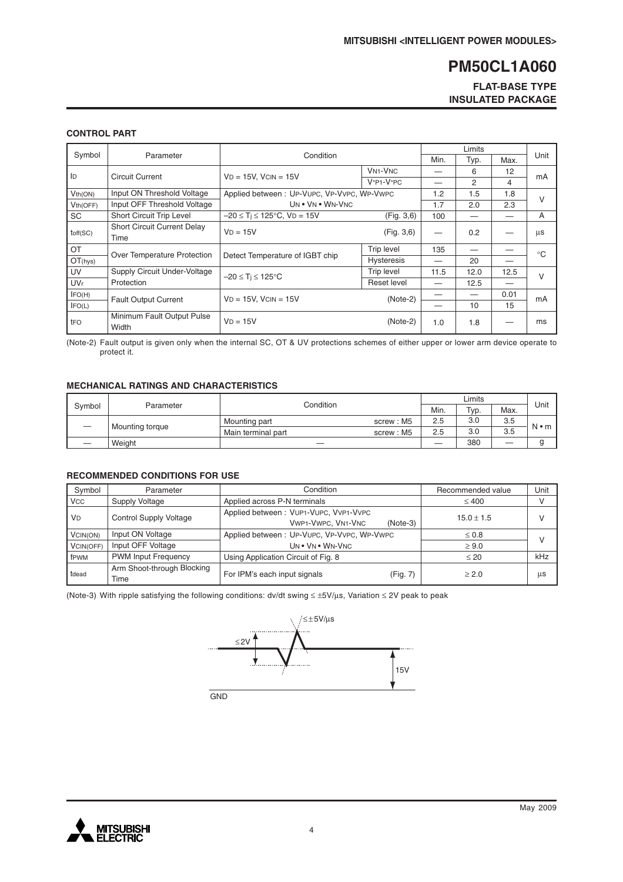## CONTROL PART

| Symbol | Parameter | Condition | | Limits | | | Unit |
|---|---|---|---|---|---|---|---|
| | | | | Min. | Typ. | Max. | |
| $I_D$ | Circuit Current | $V_D$ = 15V, $V_{CIN}$ = 15V | $V_{N1}$-$V_{NC}$ | — | 6 | 12 | mA |
| | | | $V_{*P1}$-$V_{*PC}$ | — | 2 | 4 | |
| $V_{th(ON)}$ | Input ON Threshold Voltage | Applied between : $U_P$-$V_{UPC}$, $V_P$-$V_{VPC}$, $W_P$-$V_{WPC}$ | | 1.2 | 1.5 | 1.8 | V |
| $V_{th(OFF)}$ | Input OFF Threshold Voltage | $U_N$ • $V_N$ • $W_N$-$V_{NC}$ | | 1.7 | 2.0 | 2.3 | |
| SC | Short Circuit Trip Level | $-20 \leq T_j \leq 125°C$, $V_D$ = 15V | (Fig. 3,6) | 100 | — | — | A |
| $t_{off(SC)}$ | Short Circuit Current Delay Time | $V_D$ = 15V | (Fig. 3,6) | — | 0.2 | — | µs |
| OT | Over Temperature Protection | Detect Temperature of IGBT chip | Trip level | 135 | — | — | °C |
| $OT_{(hys)}$ | | | Hysteresis | — | 20 | — | |
| UV | Supply Circuit Under-Voltage Protection | $-20 \leq T_j \leq 125°C$ | Trip level | 11.5 | 12.0 | 12.5 | V |
| $UV_r$ | | | Reset level | — | 12.5 | — | |
| $I_{FO(H)}$ | Fault Output Current | $V_D$ = 15V, $V_{CIN}$ = 15V | (Note-2) | — | — | 0.01 | mA |
| $I_{FO(L)}$ | | | | — | 10 | 15 | |
| $t_{FO}$ | Minimum Fault Output Pulse Width | $V_D$ = 15V | (Note-2) | 1.0 | 1.8 | — | ms |

(Note-2) Fault output is given only when the internal SC, OT & UV protections schemes of either upper or lower arm device operate to protect it.

## MECHANICAL RATINGS AND CHARACTERISTICS

| Symbol | Parameter | Condition | | Limits | | | Unit |
|---|---|---|---|---|---|---|---|
| | | | | Min. | Typ. | Max. | |
| — | Mounting torque | Mounting part | screw : M5 | 2.5 | 3.0 | 3.5 | N • m |
| | | Main terminal part | screw : M5 | 2.5 | 3.0 | 3.5 | |
| — | Weight | — | | — | 380 | — | g |

## RECOMMENDED CONDITIONS FOR USE

| Symbol | Parameter | Condition | Recommended value | Unit |
|---|---|---|---|---|
| $V_{CC}$ | Supply Voltage | Applied across P-N terminals | ≤ 400 | V |
| $V_D$ | Control Supply Voltage | Applied between : $V_{UP1}$-$V_{UPC}$, $V_{VP1}$-$V_{VPC}$, $V_{WP1}$-$V_{WPC}$, $V_{N1}$-$V_{NC}$ (Note-3) | 15.0 ± 1.5 | V |
| $V_{CIN(ON)}$ | Input ON Voltage | Applied between : $U_P$-$V_{UPC}$, $V_P$-$V_{VPC}$, $W_P$-$V_{WPC}$ | ≤ 0.8 | V |
| $V_{CIN(OFF)}$ | Input OFF Voltage | $U_N$ • $V_N$ • $W_N$-$V_{NC}$ | ≥ 9.0 | |
| $f_{PWM}$ | PWM Input Frequency | Using Application Circuit of Fig. 8 | ≤ 20 | kHz |
| $t_{dead}$ | Arm Shoot-through Blocking Time | For IPM's each input signals (Fig. 7) | ≥ 2.0 | µs |

(Note-3) With ripple satisfying the following conditions: dv/dt swing ≤ ±5V/µs, Variation ≤ 2V peak to peak

≤±5V/µs

≤2V

15V

GND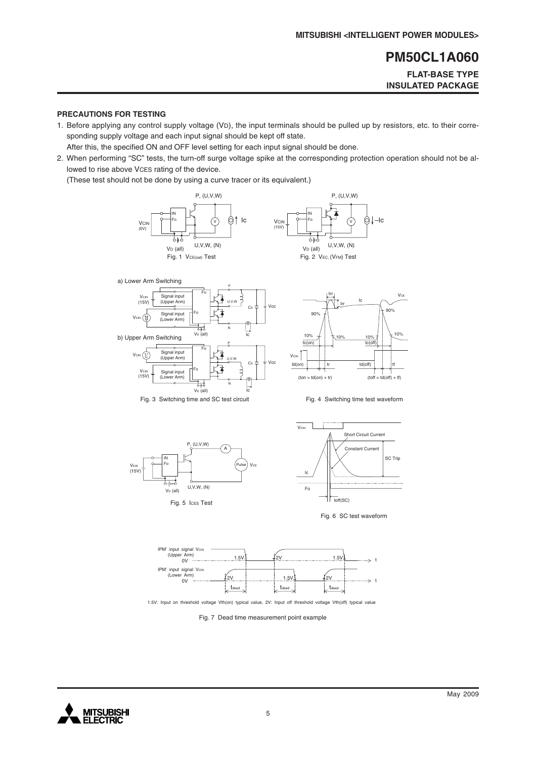## PRECAUTIONS FOR TESTING

1. Before applying any control supply voltage ($V_D$), the input terminals should be pulled up by resistors, etc. to their corresponding supply voltage and each input signal should be kept off state.
   After this, the specified ON and OFF level setting for each input signal should be done.
2. When performing "SC" tests, the turn-off surge voltage spike at the corresponding protection operation should not be allowed to rise above $V_{CES}$ rating of the device.
   (These test should not be done by using a curve tracer or its equivalent.)

Fig. 1 $V_{CE(sat)}$ Test

Fig. 2 $V_{EC}$, ($V_{FM}$) Test

Fig. 3 Switching time and SC test circuit

Fig. 4 Switching time test waveform

Fig. 5 $I_{CES}$ Test

Fig. 6 SC test waveform

1.5V: Input on threshold voltage Vth(on) typical value, 2V: Input off threshold voltage Vth(off) typical value

Fig. 7 Dead time measurement point example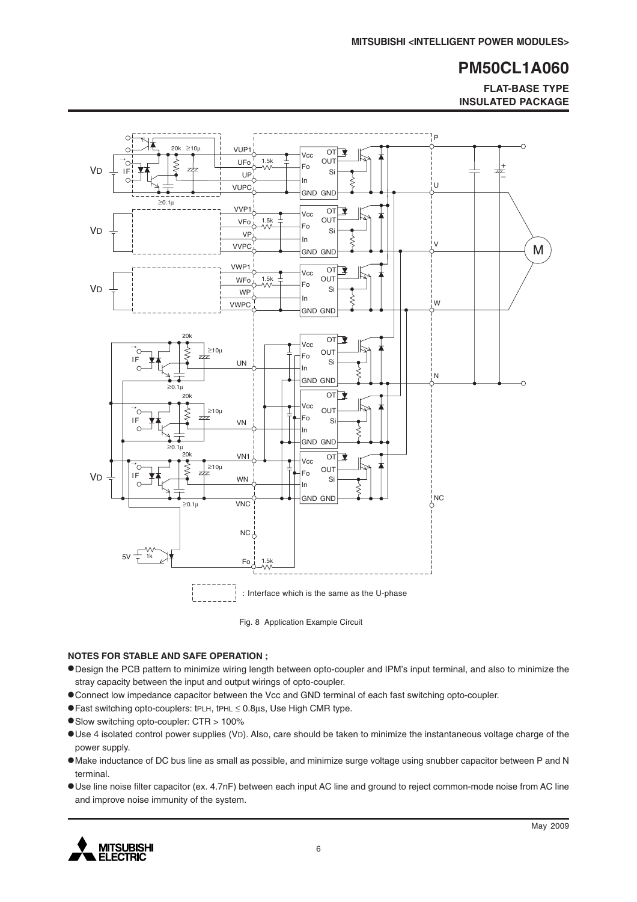Fig. 8 Application Example Circuit

**NOTES FOR STABLE AND SAFE OPERATION ;**

- Design the PCB pattern to minimize wiring length between opto-coupler and IPM's input terminal, and also to minimize the stray capacity between the input and output wirings of opto-coupler.
- Connect low impedance capacitor between the Vcc and GND terminal of each fast switching opto-coupler.
- Fast switching opto-couplers: $t_{PLH}$, $t_{PHL} \leq 0.8\mu s$, Use High CMR type.
- Slow switching opto-coupler: CTR > 100%
- Use 4 isolated control power supplies ($V_D$). Also, care should be taken to minimize the instantaneous voltage charge of the power supply.
- Make inductance of DC bus line as small as possible, and minimize surge voltage using snubber capacitor between P and N terminal.
- Use line noise filter capacitor (ex. 4.7nF) between each input AC line and ground to reject common-mode noise from AC line and improve noise immunity of the system.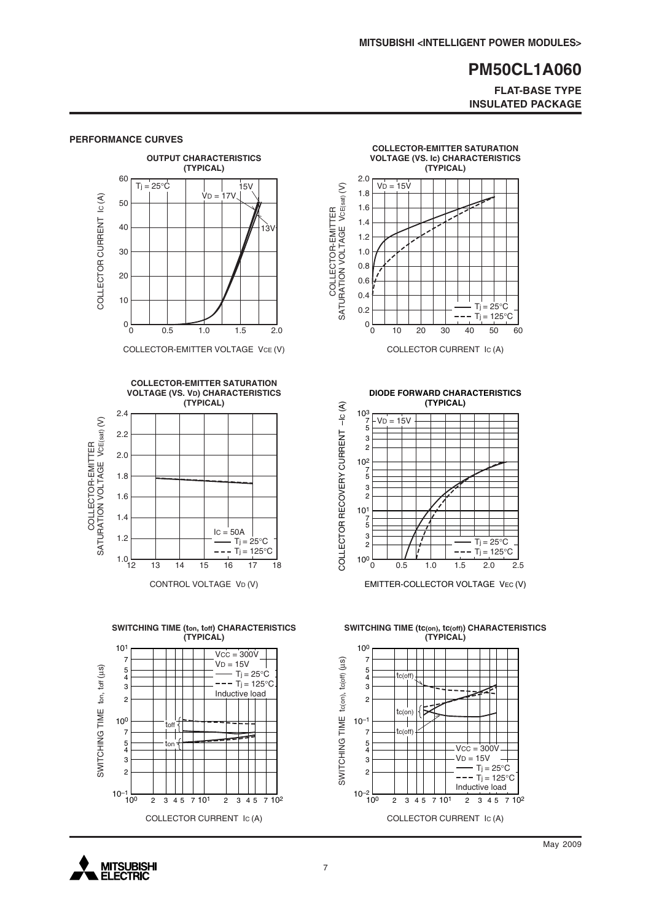## PERFORMANCE CURVES

**OUTPUT CHARACTERISTICS (TYPICAL)**

$T_j = 25°C$, $V_D = 17V$, 15V, 13V

COLLECTOR CURRENT $I_C$ (A) vs. COLLECTOR-EMITTER VOLTAGE $V_{CE}$ (V)

**COLLECTOR-EMITTER SATURATION VOLTAGE (VS. $I_C$) CHARACTERISTICS (TYPICAL)**

$V_D = 15V$; —— $T_j = 25°C$; - - - $T_j = 125°C$

COLLECTOR-EMITTER SATURATION VOLTAGE $V_{CE(sat)}$ (V) vs. COLLECTOR CURRENT $I_C$ (A)

**COLLECTOR-EMITTER SATURATION VOLTAGE (VS. $V_D$) CHARACTERISTICS (TYPICAL)**

$I_C = 50A$; —— $T_j = 25°C$; - - - $T_j = 125°C$

COLLECTOR-EMITTER SATURATION VOLTAGE $V_{CE(sat)}$ (V) vs. CONTROL VOLTAGE $V_D$ (V)

**DIODE FORWARD CHARACTERISTICS (TYPICAL)**

$V_D = 15V$; —— $T_j = 25°C$; - - - $T_j = 125°C$

COLLECTOR RECOVERY CURRENT $-I_C$ (A) vs. EMITTER-COLLECTOR VOLTAGE $V_{EC}$ (V)

**SWITCHING TIME ($t_{on}$, $t_{off}$) CHARACTERISTICS (TYPICAL)**

$V_{CC} = 300V$, $V_D = 15V$; —— $T_j = 25°C$; - - - $T_j = 125°C$; Inductive load

SWITCHING TIME $t_{on}$, $t_{off}$ (µs) vs. COLLECTOR CURRENT $I_C$ (A)

**SWITCHING TIME ($t_{c(on)}$, $t_{c(off)}$) CHARACTERISTICS (TYPICAL)**

$V_{CC} = 300V$, $V_D = 15V$; —— $T_j = 25°C$; - - - $T_j = 125°C$; Inductive load

SWITCHING TIME $t_{c(on)}$, $t_{c(off)}$ (µs) vs. COLLECTOR CURRENT $I_C$ (A)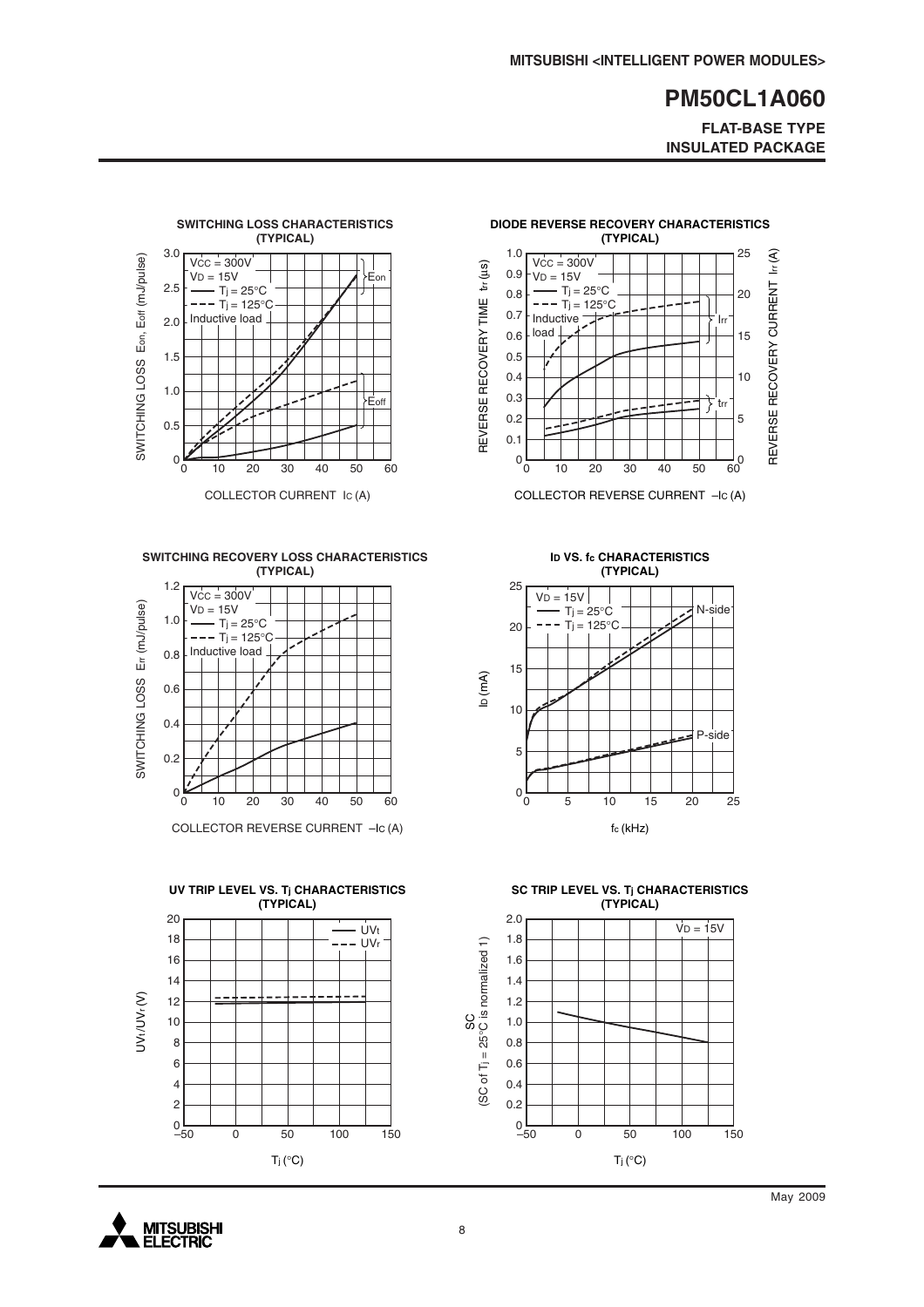## SWITCHING LOSS CHARACTERISTICS (TYPICAL)

$V_{CC}$ = 300V
$V_D$ = 15V
—— $T_j$ = 25°C
- - - $T_j$ = 125°C
Inductive load

SWITCHING LOSS $E_{on}$, $E_{off}$ (mJ/pulse)

COLLECTOR CURRENT $I_C$ (A)

## DIODE REVERSE RECOVERY CHARACTERISTICS (TYPICAL)

$V_{CC}$ = 300V
$V_D$ = 15V
—— $T_j$ = 25°C
- - - $T_j$ = 125°C
Inductive load

REVERSE RECOVERY TIME $t_{rr}$ (µs)

REVERSE RECOVERY CURRENT $I_{rr}$ (A)

COLLECTOR REVERSE CURRENT $-I_C$ (A)

## SWITCHING RECOVERY LOSS CHARACTERISTICS (TYPICAL)

$V_{CC}$ = 300V
$V_D$ = 15V
—— $T_j$ = 25°C
- - - $T_j$ = 125°C
Inductive load

SWITCHING LOSS $E_{rr}$ (mJ/pulse)

COLLECTOR REVERSE CURRENT $-I_C$ (A)

## $I_D$ VS. $f_c$ CHARACTERISTICS (TYPICAL)

$V_D$ = 15V
—— $T_j$ = 25°C
- - - $T_j$ = 125°C

$I_D$ (mA)

$f_c$ (kHz)

## UV TRIP LEVEL VS. $T_j$ CHARACTERISTICS (TYPICAL)

—— $UV_t$
- - - $UV_r$

$UV_t/UV_r$ (V)

$T_j$ (°C)

## SC TRIP LEVEL VS. $T_j$ CHARACTERISTICS (TYPICAL)

$V_D$ = 15V

SC (SC of $T_j$ = 25°C is normalized 1)

$T_j$ (°C)

May 2009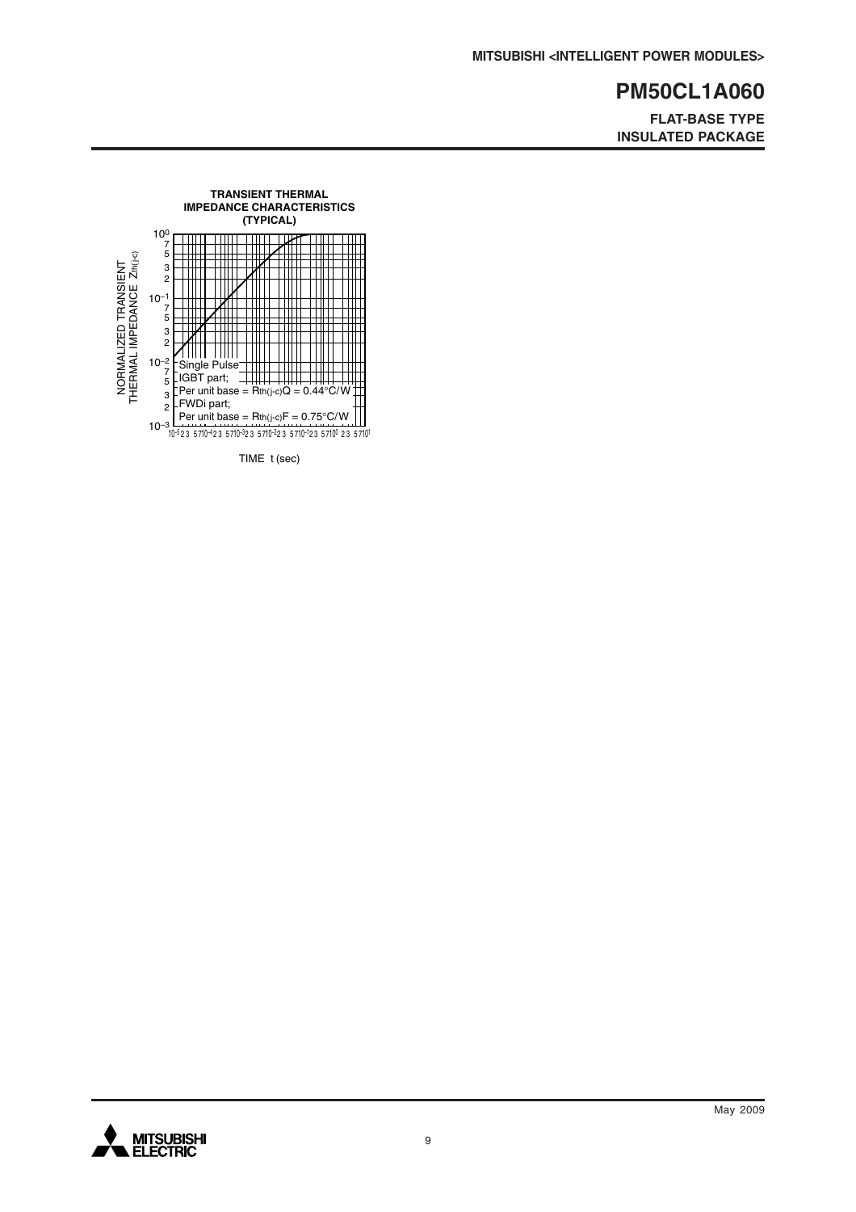# PM50CL1A060

FLAT-BASE TYPE
INSULATED PACKAGE

TRANSIENT THERMAL IMPEDANCE CHARACTERISTICS (TYPICAL)

NORMALIZED TRANSIENT THERMAL IMPEDANCE $Z_{th(j-c)}$

$10^0$ 7 5 3 2 $10^{-1}$ 7 5 3 2 $10^{-2}$ 7 5 3 2 $10^{-3}$

Single Pulse
IGBT part;
Per unit base = $R_{th(j-c)}Q$ = 0.44°C/W
FWDi part;
Per unit base = $R_{th(j-c)}F$ = 0.75°C/W

$10^{-5}$ 2 3 5 7 $10^{-4}$ 2 3 5 7 $10^{-3}$ 2 3 5 7 $10^{-2}$ 2 3 5 7 $10^{-1}$ 2 3 5 7 $10^0$ 2 3 5 7 $10^1$

TIME t (sec)

May 2009